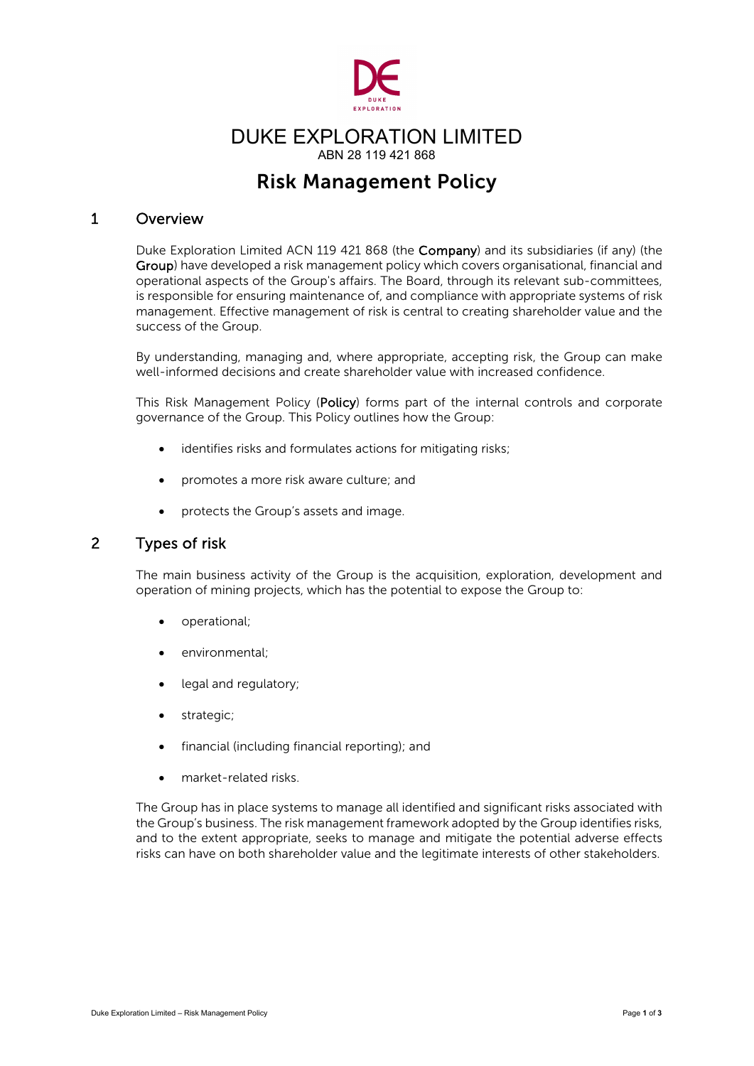# DUKE EXPLORATION LIMITED

ABN 28 119 421 868

# Risk Management Policy

## 1 Overview

Duke Exploration Limited ACN 119 421 868 (the **Company**) and its subsidiaries (if any) (the **Group**) have developed a risk management policy which covers organisational, financial and operational aspects of the Group's affairs. The Board, through its relevant sub-committees, is responsible for ensuring maintenance of, and compliance with appropriate systems of risk management. Effective management of risk is central to creating shareholder value and the success of the Group.

By understanding, managing and, where appropriate, accepting risk, the Group can make well-informed decisions and create shareholder value with increased confidence.

This Risk Management Policy (**Policy**) forms part of the internal controls and corporate governance of the Group. This Policy outlines how the Group:

- identifies risks and formulates actions for mitigating risks;
- promotes a more risk aware culture; and
- protects the Group's assets and image.

## 2 Types of risk

The main business activity of the Group is the acquisition, exploration, development and operation of mining projects, which has the potential to expose the Group to:

- operational;
- environmental;
- legal and regulatory;
- strategic;
- financial (including financial reporting); and
- market-related risks.

The Group has in place systems to manage all identified and significant risks associated with the Group's business. The risk management framework adopted by the Group identifies risks, and to the extent appropriate, seeks to manage and mitigate the potential adverse effects risks can have on both shareholder value and the legitimate interests of other stakeholders.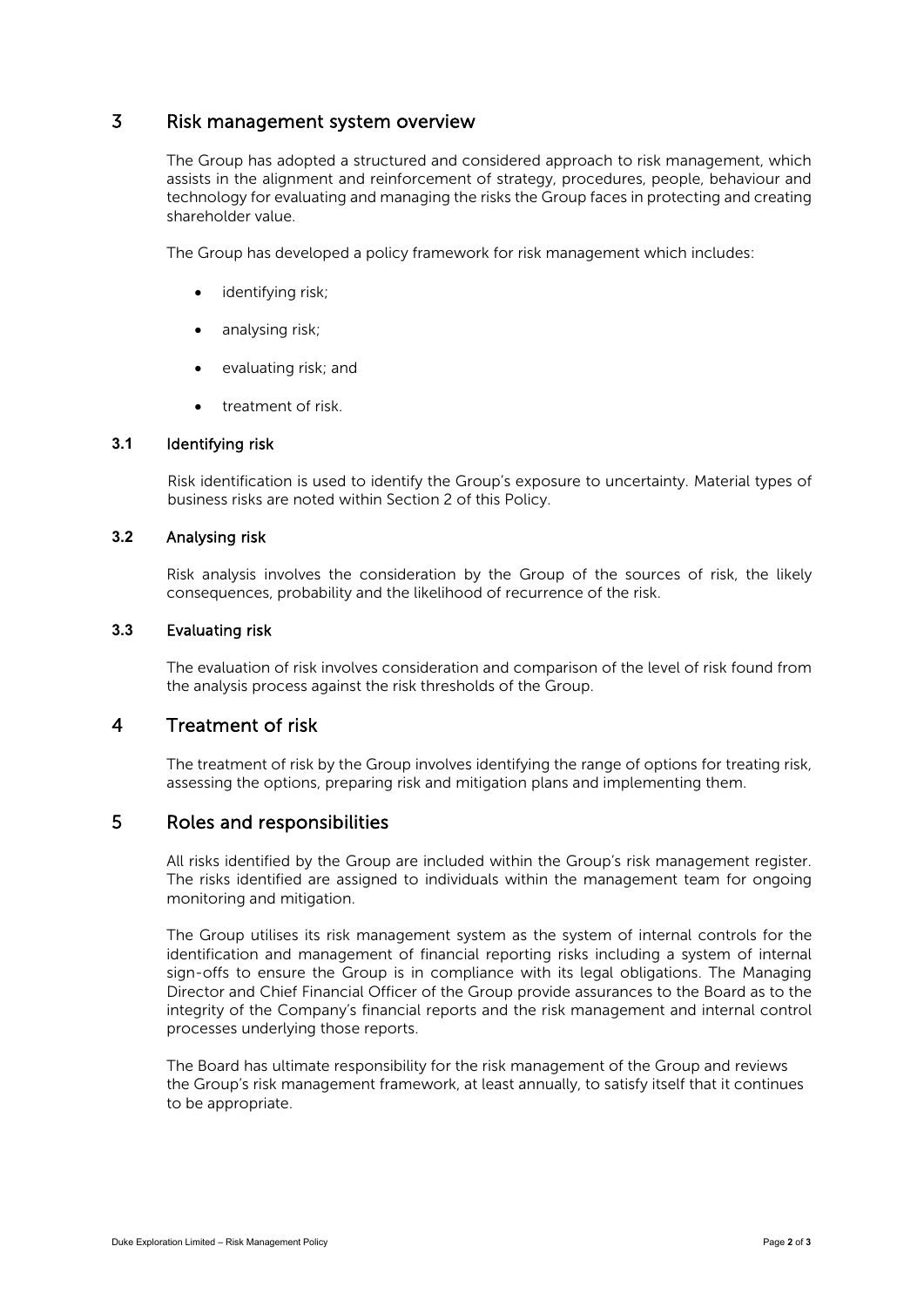## 3 Risk management system overview

The Group has adopted a structured and considered approach to risk management, which assists in the alignment and reinforcement of strategy, procedures, people, behaviour and technology for evaluating and managing the risks the Group faces in protecting and creating shareholder value.

The Group has developed a policy framework for risk management which includes:

- identifying risk;
- analysing risk;
- evaluating risk; and
- treatment of risk.

### 3.1 Identifying risk

Risk identification is used to identify the Group's exposure to uncertainty. Material types of business risks are noted within Section 2 of this Policy.

### 3.2 Analysing risk

Risk analysis involves the consideration by the Group of the sources of risk, the likely consequences, probability and the likelihood of recurrence of the risk.

### 3.3 Evaluating risk

The evaluation of risk involves consideration and comparison of the level of risk found from the analysis process against the risk thresholds of the Group.

## 4 Treatment of risk

The treatment of risk by the Group involves identifying the range of options for treating risk, assessing the options, preparing risk and mitigation plans and implementing them.

## 5 Roles and responsibilities

All risks identified by the Group are included within the Group's risk management register. The risks identified are assigned to individuals within the management team for ongoing monitoring and mitigation.

The Group utilises its risk management system as the system of internal controls for the identification and management of financial reporting risks including a system of internal sign-offs to ensure the Group is in compliance with its legal obligations. The Managing Director and Chief Financial Officer of the Group provide assurances to the Board as to the integrity of the Company's financial reports and the risk management and internal control processes underlying those reports.

The Board has ultimate responsibility for the risk management of the Group and reviews the Group's risk management framework, at least annually, to satisfy itself that it continues to be appropriate.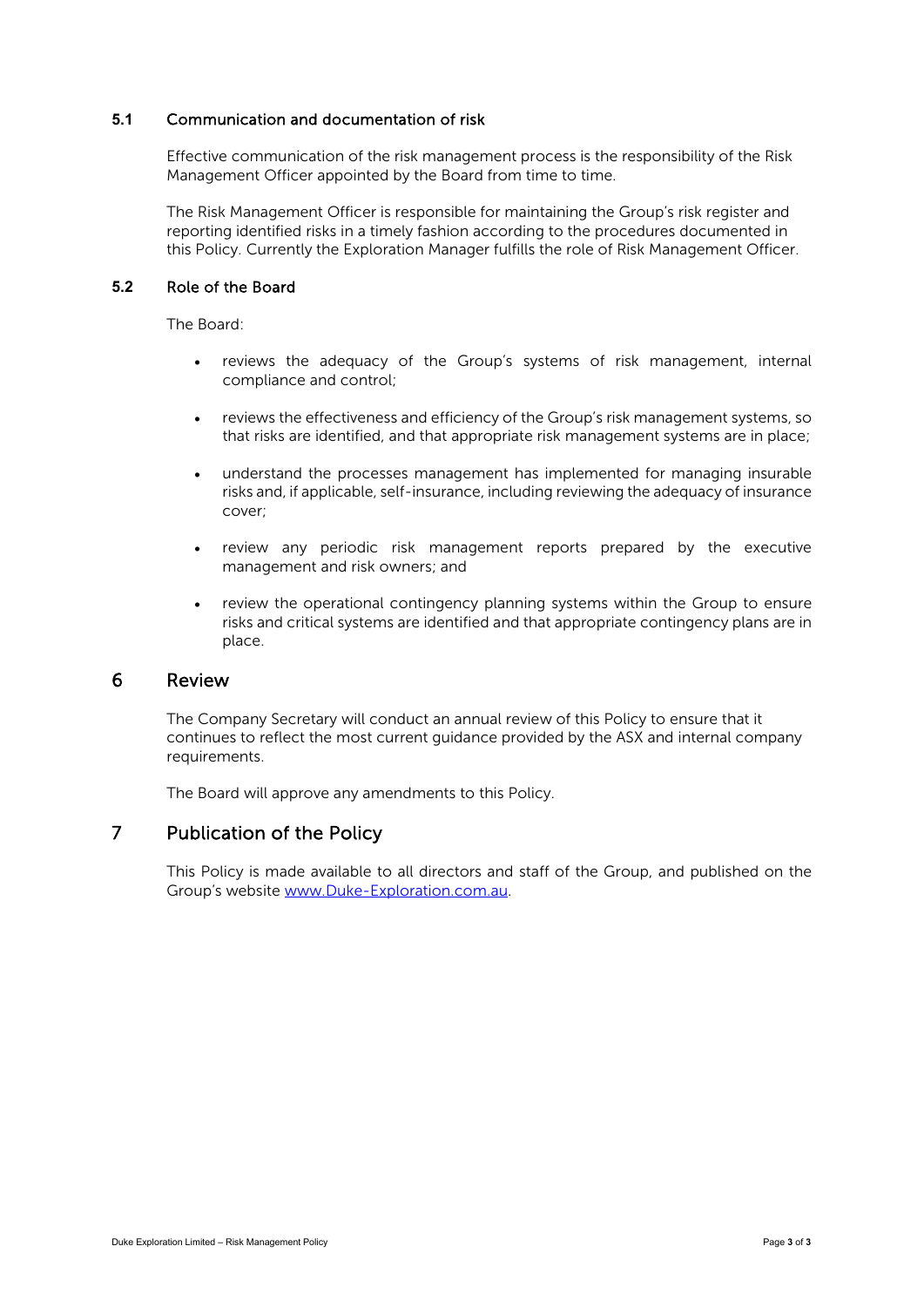### 5.1 Communication and documentation of risk

Effective communication of the risk management process is the responsibility of the Risk Management Officer appointed by the Board from time to time.

The Risk Management Officer is responsible for maintaining the Group's risk register and reporting identified risks in a timely fashion according to the procedures documented in this Policy. Currently the Exploration Manager fulfills the role of Risk Management Officer.

### 5.2 Role of the Board

The Board:

- reviews the adequacy of the Group's systems of risk management, internal compliance and control;
- reviews the effectiveness and efficiency of the Group's risk management systems, so that risks are identified, and that appropriate risk management systems are in place;
- understand the processes management has implemented for managing insurable risks and, if applicable, self-insurance, including reviewing the adequacy of insurance cover;
- review any periodic risk management reports prepared by the executive management and risk owners; and
- review the operational contingency planning systems within the Group to ensure risks and critical systems are identified and that appropriate contingency plans are in place.

## 6 Review

The Company Secretary will conduct an annual review of this Policy to ensure that it continues to reflect the most current guidance provided by the ASX and internal company requirements.

The Board will approve any amendments to this Policy.

## 7 Publication of the Policy

This Policy is made available to all directors and staff of the Group, and published on the Group's website [www.Duke-Exploration.com.au](http://www.Duke-Exploration.com.au).